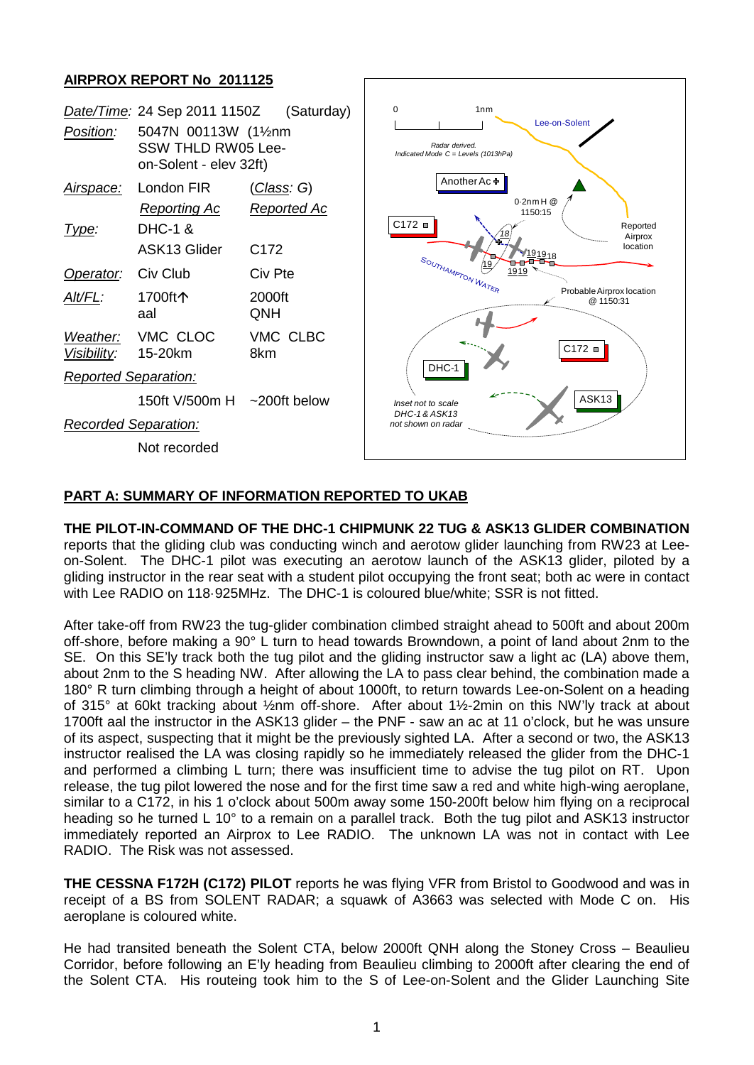## AIRPROX REPORT No 2011125

| | | |
|---|---|---|
| *Date/Time*: | 24 Sep 2011 1150Z | (Saturday) |
| *Position*: | 5047N 00113W (1½nm SSW THLD RW05 Lee-on-Solent - elev 32ft) | |
| *Airspace*: | London FIR | (*Class*: G) |
| | *Reporting Ac* | *Reported Ac* |
| *Type*: | DHC-1 & ASK13 Glider | C172 |
| *Operator*: | Civ Club | Civ Pte |
| *Alt/FL*: | 1700ft↑ aal | 2000ft QNH |
| *Weather*: | VMC CLOC | VMC CLBC |
| *Visibility*: | 15-20km | 8km |
| *Reported Separation*: | | |
| | 150ft V/500m H | ~200ft below |
| *Recorded Separation*: | | |
| | Not recorded | |

## PART A: SUMMARY OF INFORMATION REPORTED TO UKAB

**THE PILOT-IN-COMMAND OF THE DHC-1 CHIPMUNK 22 TUG & ASK13 GLIDER COMBINATION** reports that the gliding club was conducting winch and aerotow glider launching from RW23 at Lee-on-Solent. The DHC-1 pilot was executing an aerotow launch of the ASK13 glider, piloted by a gliding instructor in the rear seat with a student pilot occupying the front seat; both ac were in contact with Lee RADIO on 118·925MHz. The DHC-1 is coloured blue/white; SSR is not fitted.

After take-off from RW23 the tug-glider combination climbed straight ahead to 500ft and about 200m off-shore, before making a 90° L turn to head towards Browndown, a point of land about 2nm to the SE. On this SE'ly track both the tug pilot and the gliding instructor saw a light ac (LA) above them, about 2nm to the S heading NW. After allowing the LA to pass clear behind, the combination made a 180° R turn climbing through a height of about 1000ft, to return towards Lee-on-Solent on a heading of 315° at 60kt tracking about ½nm off-shore. After about 1½-2min on this NW'ly track at about 1700ft aal the instructor in the ASK13 glider – the PNF - saw an ac at 11 o'clock, but he was unsure of its aspect, suspecting that it might be the previously sighted LA. After a second or two, the ASK13 instructor realised the LA was closing rapidly so he immediately released the glider from the DHC-1 and performed a climbing L turn; there was insufficient time to advise the tug pilot on RT. Upon release, the tug pilot lowered the nose and for the first time saw a red and white high-wing aeroplane, similar to a C172, in his 1 o'clock about 500m away some 150-200ft below him flying on a reciprocal heading so he turned L 10° to a remain on a parallel track. Both the tug pilot and ASK13 instructor immediately reported an Airprox to Lee RADIO. The unknown LA was not in contact with Lee RADIO. The Risk was not assessed.

**THE CESSNA F172H (C172) PILOT** reports he was flying VFR from Bristol to Goodwood and was in receipt of a BS from SOLENT RADAR; a squawk of A3663 was selected with Mode C on. His aeroplane is coloured white.

He had transited beneath the Solent CTA, below 2000ft QNH along the Stoney Cross – Beaulieu Corridor, before following an E'ly heading from Beaulieu climbing to 2000ft after clearing the end of the Solent CTA. His routeing took him to the S of Lee-on-Solent and the Glider Launching Site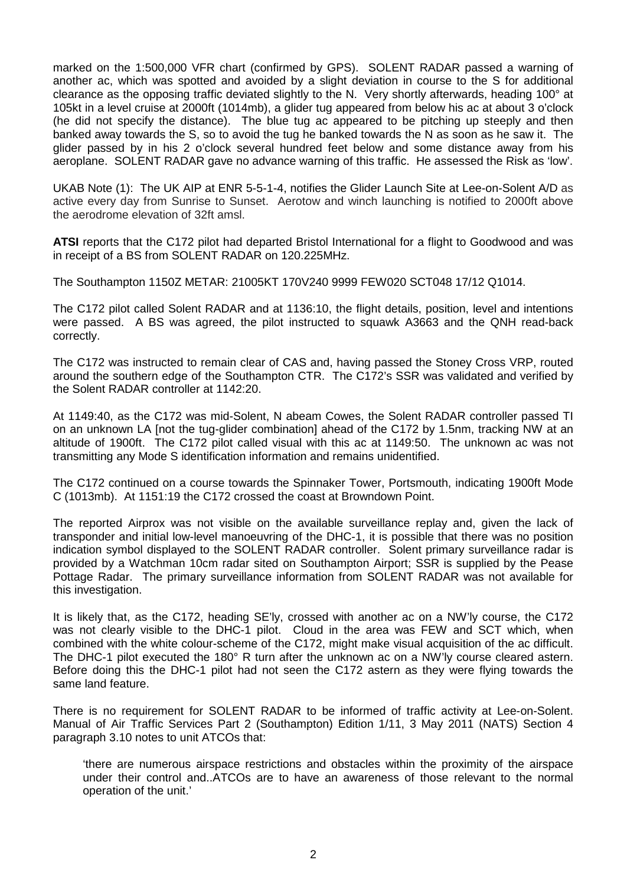marked on the 1:500,000 VFR chart (confirmed by GPS). SOLENT RADAR passed a warning of another ac, which was spotted and avoided by a slight deviation in course to the S for additional clearance as the opposing traffic deviated slightly to the N. Very shortly afterwards, heading 100° at 105kt in a level cruise at 2000ft (1014mb), a glider tug appeared from below his ac at about 3 o'clock (he did not specify the distance). The blue tug ac appeared to be pitching up steeply and then banked away towards the S, so to avoid the tug he banked towards the N as soon as he saw it. The glider passed by in his 2 o'clock several hundred feet below and some distance away from his aeroplane. SOLENT RADAR gave no advance warning of this traffic. He assessed the Risk as 'low'.

UKAB Note (1): The UK AIP at ENR 5-5-1-4, notifies the Glider Launch Site at Lee-on-Solent A/D as active every day from Sunrise to Sunset. Aerotow and winch launching is notified to 2000ft above the aerodrome elevation of 32ft amsl.

**ATSI** reports that the C172 pilot had departed Bristol International for a flight to Goodwood and was in receipt of a BS from SOLENT RADAR on 120.225MHz.

The Southampton 1150Z METAR: 21005KT 170V240 9999 FEW020 SCT048 17/12 Q1014.

The C172 pilot called Solent RADAR and at 1136:10, the flight details, position, level and intentions were passed. A BS was agreed, the pilot instructed to squawk A3663 and the QNH read-back correctly.

The C172 was instructed to remain clear of CAS and, having passed the Stoney Cross VRP, routed around the southern edge of the Southampton CTR. The C172's SSR was validated and verified by the Solent RADAR controller at 1142:20.

At 1149:40, as the C172 was mid-Solent, N abeam Cowes, the Solent RADAR controller passed TI on an unknown LA [not the tug-glider combination] ahead of the C172 by 1.5nm, tracking NW at an altitude of 1900ft. The C172 pilot called visual with this ac at 1149:50. The unknown ac was not transmitting any Mode S identification information and remains unidentified.

The C172 continued on a course towards the Spinnaker Tower, Portsmouth, indicating 1900ft Mode C (1013mb). At 1151:19 the C172 crossed the coast at Browndown Point.

The reported Airprox was not visible on the available surveillance replay and, given the lack of transponder and initial low-level manoeuvring of the DHC-1, it is possible that there was no position indication symbol displayed to the SOLENT RADAR controller. Solent primary surveillance radar is provided by a Watchman 10cm radar sited on Southampton Airport; SSR is supplied by the Pease Pottage Radar. The primary surveillance information from SOLENT RADAR was not available for this investigation.

It is likely that, as the C172, heading SE'ly, crossed with another ac on a NW'ly course, the C172 was not clearly visible to the DHC-1 pilot. Cloud in the area was FEW and SCT which, when combined with the white colour-scheme of the C172, might make visual acquisition of the ac difficult. The DHC-1 pilot executed the 180° R turn after the unknown ac on a NW'ly course cleared astern. Before doing this the DHC-1 pilot had not seen the C172 astern as they were flying towards the same land feature.

There is no requirement for SOLENT RADAR to be informed of traffic activity at Lee-on-Solent. Manual of Air Traffic Services Part 2 (Southampton) Edition 1/11, 3 May 2011 (NATS) Section 4 paragraph 3.10 notes to unit ATCOs that:

> 'there are numerous airspace restrictions and obstacles within the proximity of the airspace under their control and..ATCOs are to have an awareness of those relevant to the normal operation of the unit.'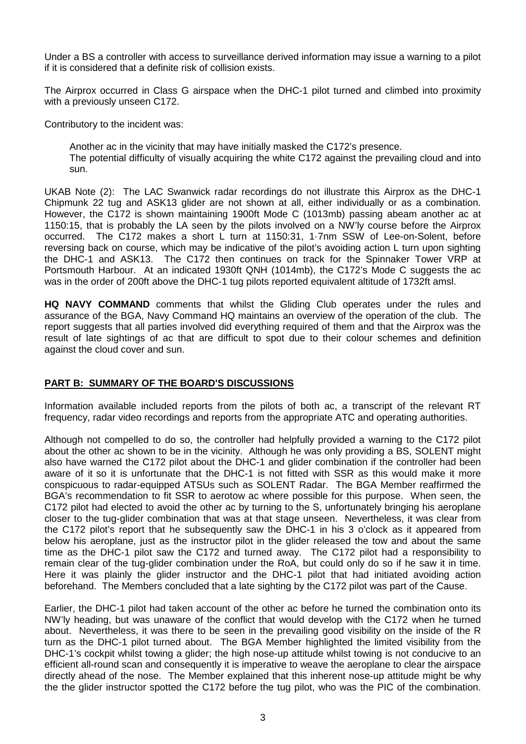Under a BS a controller with access to surveillance derived information may issue a warning to a pilot if it is considered that a definite risk of collision exists.

The Airprox occurred in Class G airspace when the DHC-1 pilot turned and climbed into proximity with a previously unseen C172.

Contributory to the incident was:

> Another ac in the vicinity that may have initially masked the C172's presence.
> The potential difficulty of visually acquiring the white C172 against the prevailing cloud and into sun.

UKAB Note (2): The LAC Swanwick radar recordings do not illustrate this Airprox as the DHC-1 Chipmunk 22 tug and ASK13 glider are not shown at all, either individually or as a combination. However, the C172 is shown maintaining 1900ft Mode C (1013mb) passing abeam another ac at 1150:15, that is probably the LA seen by the pilots involved on a NW'ly course before the Airprox occurred. The C172 makes a short L turn at 1150:31, 1·7nm SSW of Lee-on-Solent, before reversing back on course, which may be indicative of the pilot's avoiding action L turn upon sighting the DHC-1 and ASK13. The C172 then continues on track for the Spinnaker Tower VRP at Portsmouth Harbour. At an indicated 1930ft QNH (1014mb), the C172's Mode C suggests the ac was in the order of 200ft above the DHC-1 tug pilots reported equivalent altitude of 1732ft amsl.

**HQ NAVY COMMAND** comments that whilst the Gliding Club operates under the rules and assurance of the BGA, Navy Command HQ maintains an overview of the operation of the club. The report suggests that all parties involved did everything required of them and that the Airprox was the result of late sightings of ac that are difficult to spot due to their colour schemes and definition against the cloud cover and sun.

## PART B: SUMMARY OF THE BOARD'S DISCUSSIONS

Information available included reports from the pilots of both ac, a transcript of the relevant RT frequency, radar video recordings and reports from the appropriate ATC and operating authorities.

Although not compelled to do so, the controller had helpfully provided a warning to the C172 pilot about the other ac shown to be in the vicinity. Although he was only providing a BS, SOLENT might also have warned the C172 pilot about the DHC-1 and glider combination if the controller had been aware of it so it is unfortunate that the DHC-1 is not fitted with SSR as this would make it more conspicuous to radar-equipped ATSUs such as SOLENT Radar. The BGA Member reaffirmed the BGA's recommendation to fit SSR to aerotow ac where possible for this purpose. When seen, the C172 pilot had elected to avoid the other ac by turning to the S, unfortunately bringing his aeroplane closer to the tug-glider combination that was at that stage unseen. Nevertheless, it was clear from the C172 pilot's report that he subsequently saw the DHC-1 in his 3 o'clock as it appeared from below his aeroplane, just as the instructor pilot in the glider released the tow and about the same time as the DHC-1 pilot saw the C172 and turned away. The C172 pilot had a responsibility to remain clear of the tug-glider combination under the RoA, but could only do so if he saw it in time. Here it was plainly the glider instructor and the DHC-1 pilot that had initiated avoiding action beforehand. The Members concluded that a late sighting by the C172 pilot was part of the Cause.

Earlier, the DHC-1 pilot had taken account of the other ac before he turned the combination onto its NW'ly heading, but was unaware of the conflict that would develop with the C172 when he turned about. Nevertheless, it was there to be seen in the prevailing good visibility on the inside of the R turn as the DHC-1 pilot turned about. The BGA Member highlighted the limited visibility from the DHC-1's cockpit whilst towing a glider; the high nose-up attitude whilst towing is not conducive to an efficient all-round scan and consequently it is imperative to weave the aeroplane to clear the airspace directly ahead of the nose. The Member explained that this inherent nose-up attitude might be why the the glider instructor spotted the C172 before the tug pilot, who was the PIC of the combination.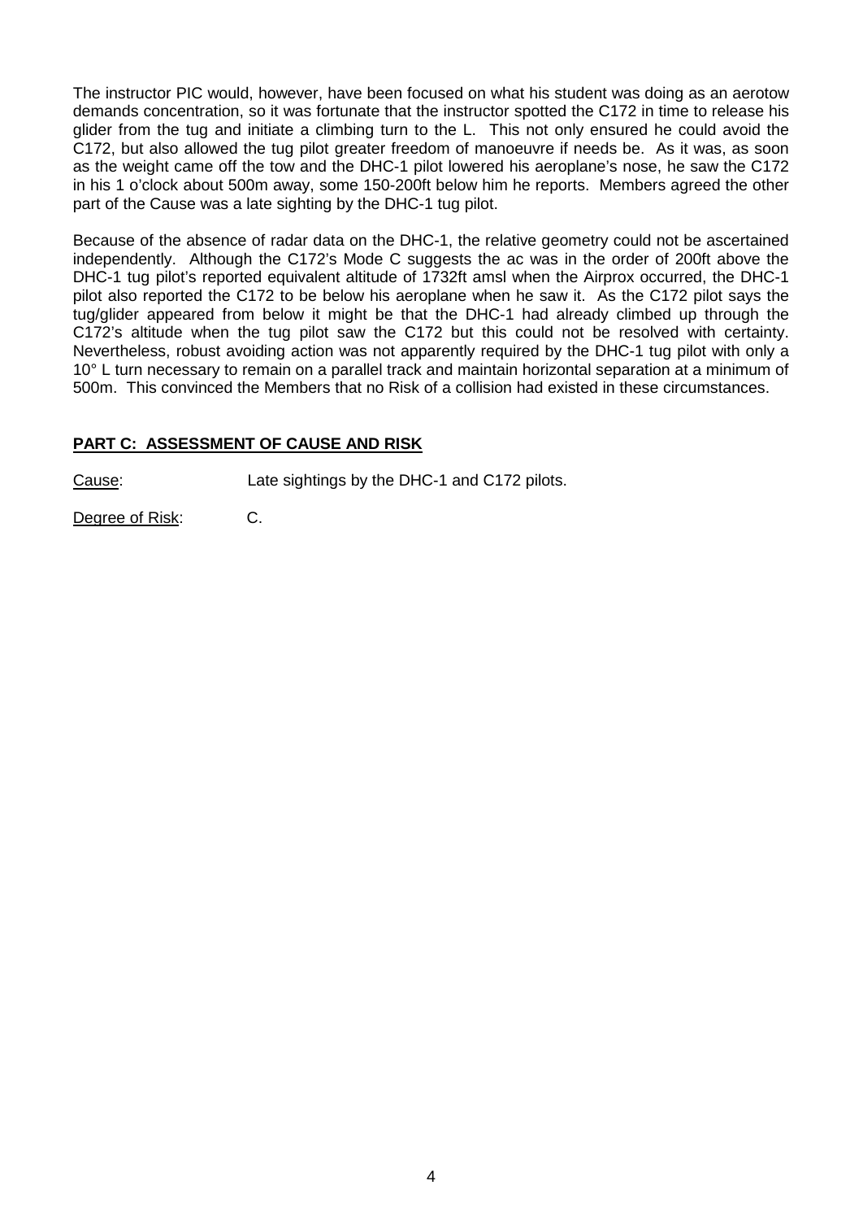The instructor PIC would, however, have been focused on what his student was doing as an aerotow demands concentration, so it was fortunate that the instructor spotted the C172 in time to release his glider from the tug and initiate a climbing turn to the L. This not only ensured he could avoid the C172, but also allowed the tug pilot greater freedom of manoeuvre if needs be. As it was, as soon as the weight came off the tow and the DHC-1 pilot lowered his aeroplane's nose, he saw the C172 in his 1 o'clock about 500m away, some 150-200ft below him he reports. Members agreed the other part of the Cause was a late sighting by the DHC-1 tug pilot.

Because of the absence of radar data on the DHC-1, the relative geometry could not be ascertained independently. Although the C172's Mode C suggests the ac was in the order of 200ft above the DHC-1 tug pilot's reported equivalent altitude of 1732ft amsl when the Airprox occurred, the DHC-1 pilot also reported the C172 to be below his aeroplane when he saw it. As the C172 pilot says the tug/glider appeared from below it might be that the DHC-1 had already climbed up through the C172's altitude when the tug pilot saw the C172 but this could not be resolved with certainty. Nevertheless, robust avoiding action was not apparently required by the DHC-1 tug pilot with only a 10° L turn necessary to remain on a parallel track and maintain horizontal separation at a minimum of 500m. This convinced the Members that no Risk of a collision had existed in these circumstances.

## PART C: ASSESSMENT OF CAUSE AND RISK

Cause: Late sightings by the DHC-1 and C172 pilots.

Degree of Risk: C.